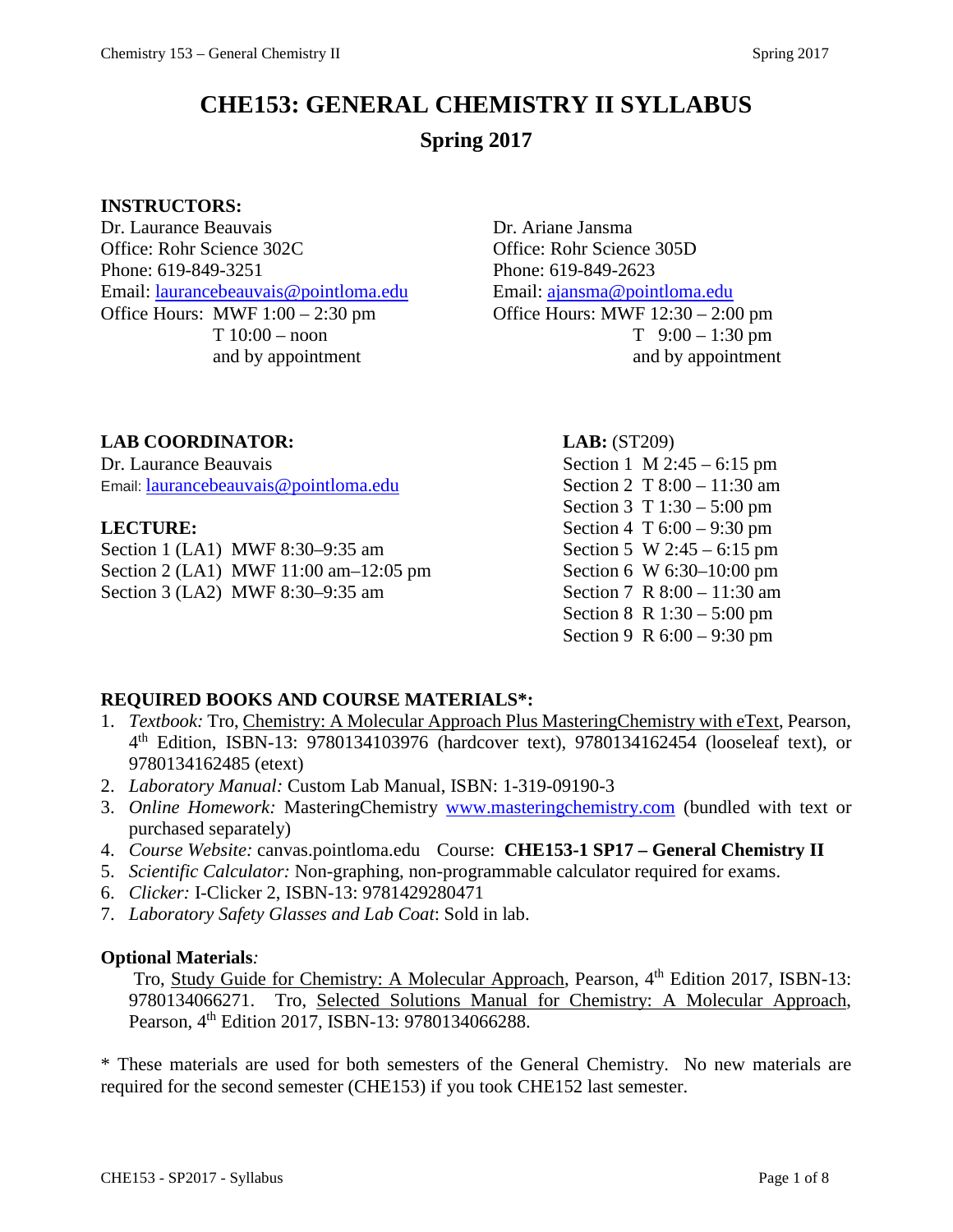# CHE153: GENERAL CHEMISTRY II SYLLABUS

## Spring 2017

**INSTRUCTORS:**

Dr. Laurance Beauvais
Office: Rohr Science 302C
Phone: 619-849-3251
Email: laurancebeauvais@pointloma.edu
Office Hours: MWF 1:00 – 2:30 pm
T 10:00 – noon
and by appointment

Dr. Ariane Jansma
Office: Rohr Science 305D
Phone: 619-849-2623
Email: ajansma@pointloma.edu
Office Hours: MWF 12:30 – 2:00 pm
T 9:00 – 1:30 pm
and by appointment

**LAB COORDINATOR:**

Dr. Laurance Beauvais
Email: laurancebeauvais@pointloma.edu

**LECTURE:**

Section 1 (LA1) MWF 8:30–9:35 am
Section 2 (LA1) MWF 11:00 am–12:05 pm
Section 3 (LA2) MWF 8:30–9:35 am

**LAB:** (ST209)

Section 1 M 2:45 – 6:15 pm
Section 2 T 8:00 – 11:30 am
Section 3 T 1:30 – 5:00 pm
Section 4 T 6:00 – 9:30 pm
Section 5 W 2:45 – 6:15 pm
Section 6 W 6:30–10:00 pm
Section 7 R 8:00 – 11:30 am
Section 8 R 1:30 – 5:00 pm
Section 9 R 6:00 – 9:30 pm

**REQUIRED BOOKS AND COURSE MATERIALS*:**

1. *Textbook:* Tro, Chemistry: A Molecular Approach Plus MasteringChemistry with eText, Pearson, 4th Edition, ISBN-13: 9780134103976 (hardcover text), 9780134162454 (looseleaf text), or 9780134162485 (etext)
2. *Laboratory Manual:* Custom Lab Manual, ISBN: 1-319-09190-3
3. *Online Homework:* MasteringChemistry www.masteringchemistry.com (bundled with text or purchased separately)
4. *Course Website:* canvas.pointloma.edu Course: **CHE153-1 SP17 – General Chemistry II**
5. *Scientific Calculator:* Non-graphing, non-programmable calculator required for exams.
6. *Clicker:* I-Clicker 2, ISBN-13: 9781429280471
7. *Laboratory Safety Glasses and Lab Coat*: Sold in lab.

**Optional Materials***:*

Tro, Study Guide for Chemistry: A Molecular Approach, Pearson, 4th Edition 2017, ISBN-13: 9780134066271. Tro, Selected Solutions Manual for Chemistry: A Molecular Approach, Pearson, 4th Edition 2017, ISBN-13: 9780134066288.

* These materials are used for both semesters of the General Chemistry. No new materials are required for the second semester (CHE153) if you took CHE152 last semester.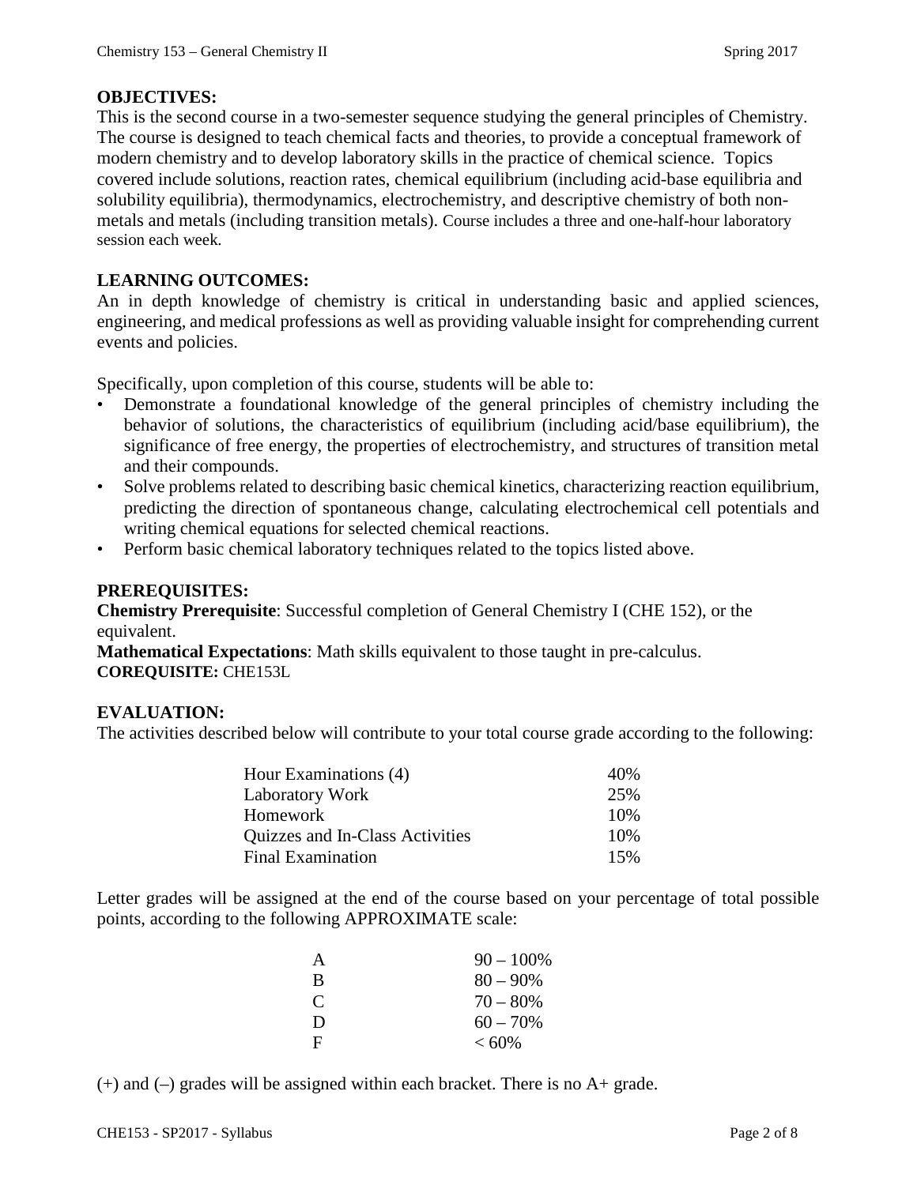**OBJECTIVES:**

This is the second course in a two-semester sequence studying the general principles of Chemistry. The course is designed to teach chemical facts and theories, to provide a conceptual framework of modern chemistry and to develop laboratory skills in the practice of chemical science. Topics covered include solutions, reaction rates, chemical equilibrium (including acid-base equilibria and solubility equilibria), thermodynamics, electrochemistry, and descriptive chemistry of both non-metals and metals (including transition metals). Course includes a three and one-half-hour laboratory session each week.

**LEARNING OUTCOMES:**

An in depth knowledge of chemistry is critical in understanding basic and applied sciences, engineering, and medical professions as well as providing valuable insight for comprehending current events and policies.

Specifically, upon completion of this course, students will be able to:

- Demonstrate a foundational knowledge of the general principles of chemistry including the behavior of solutions, the characteristics of equilibrium (including acid/base equilibrium), the significance of free energy, the properties of electrochemistry, and structures of transition metal and their compounds.
- Solve problems related to describing basic chemical kinetics, characterizing reaction equilibrium, predicting the direction of spontaneous change, calculating electrochemical cell potentials and writing chemical equations for selected chemical reactions.
- Perform basic chemical laboratory techniques related to the topics listed above.

**PREREQUISITES:**

**Chemistry Prerequisite**: Successful completion of General Chemistry I (CHE 152), or the equivalent.
**Mathematical Expectations**: Math skills equivalent to those taught in pre-calculus.
**COREQUISITE:** CHE153L

**EVALUATION:**

The activities described below will contribute to your total course grade according to the following:

| | |
|---|---|
| Hour Examinations (4) | 40% |
| Laboratory Work | 25% |
| Homework | 10% |
| Quizzes and In-Class Activities | 10% |
| Final Examination | 15% |

Letter grades will be assigned at the end of the course based on your percentage of total possible points, according to the following APPROXIMATE scale:

| | |
|---|---|
| A | 90 – 100% |
| B | 80 – 90% |
| C | 70 – 80% |
| D | 60 – 70% |
| F | < 60% |

(+) and (–) grades will be assigned within each bracket. There is no A+ grade.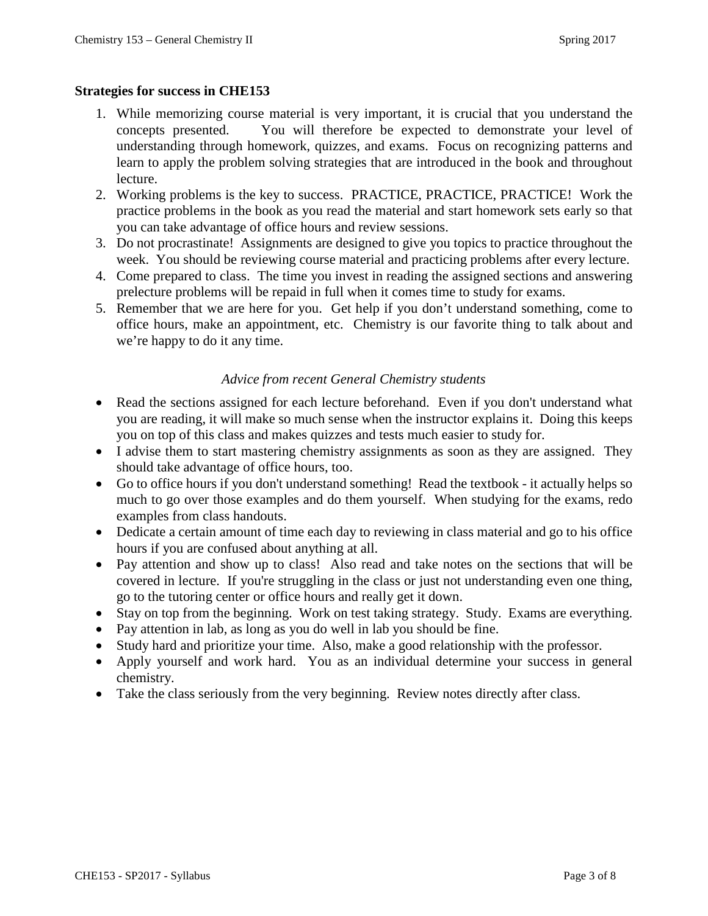**Strategies for success in CHE153**

1. While memorizing course material is very important, it is crucial that you understand the concepts presented. You will therefore be expected to demonstrate your level of understanding through homework, quizzes, and exams. Focus on recognizing patterns and learn to apply the problem solving strategies that are introduced in the book and throughout lecture.
2. Working problems is the key to success. PRACTICE, PRACTICE, PRACTICE! Work the practice problems in the book as you read the material and start homework sets early so that you can take advantage of office hours and review sessions.
3. Do not procrastinate! Assignments are designed to give you topics to practice throughout the week. You should be reviewing course material and practicing problems after every lecture.
4. Come prepared to class. The time you invest in reading the assigned sections and answering prelecture problems will be repaid in full when it comes time to study for exams.
5. Remember that we are here for you. Get help if you don't understand something, come to office hours, make an appointment, etc. Chemistry is our favorite thing to talk about and we're happy to do it any time.

*Advice from recent General Chemistry students*

- Read the sections assigned for each lecture beforehand. Even if you don't understand what you are reading, it will make so much sense when the instructor explains it. Doing this keeps you on top of this class and makes quizzes and tests much easier to study for.
- I advise them to start mastering chemistry assignments as soon as they are assigned. They should take advantage of office hours, too.
- Go to office hours if you don't understand something! Read the textbook - it actually helps so much to go over those examples and do them yourself. When studying for the exams, redo examples from class handouts.
- Dedicate a certain amount of time each day to reviewing in class material and go to his office hours if you are confused about anything at all.
- Pay attention and show up to class! Also read and take notes on the sections that will be covered in lecture. If you're struggling in the class or just not understanding even one thing, go to the tutoring center or office hours and really get it down.
- Stay on top from the beginning. Work on test taking strategy. Study. Exams are everything.
- Pay attention in lab, as long as you do well in lab you should be fine.
- Study hard and prioritize your time. Also, make a good relationship with the professor.
- Apply yourself and work hard. You as an individual determine your success in general chemistry.
- Take the class seriously from the very beginning. Review notes directly after class.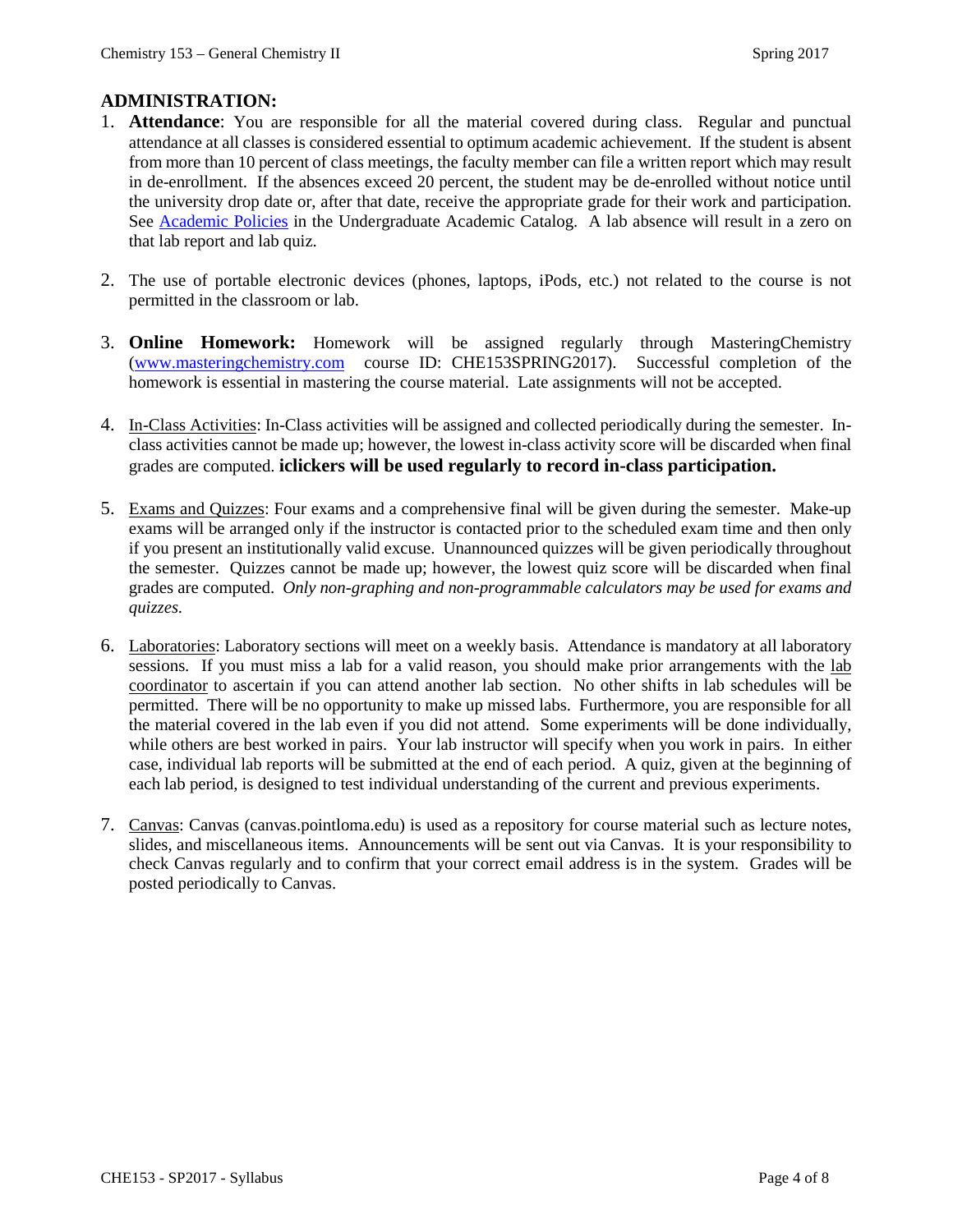## ADMINISTRATION:

1. **Attendance**: You are responsible for all the material covered during class. Regular and punctual attendance at all classes is considered essential to optimum academic achievement. If the student is absent from more than 10 percent of class meetings, the faculty member can file a written report which may result in de-enrollment. If the absences exceed 20 percent, the student may be de-enrolled without notice until the university drop date or, after that date, receive the appropriate grade for their work and participation. See Academic Policies in the Undergraduate Academic Catalog. A lab absence will result in a zero on that lab report and lab quiz.

2. The use of portable electronic devices (phones, laptops, iPods, etc.) not related to the course is not permitted in the classroom or lab.

3. **Online Homework:** Homework will be assigned regularly through MasteringChemistry (www.masteringchemistry.com course ID: CHE153SPRING2017). Successful completion of the homework is essential in mastering the course material. Late assignments will not be accepted.

4. In-Class Activities: In-Class activities will be assigned and collected periodically during the semester. In-class activities cannot be made up; however, the lowest in-class activity score will be discarded when final grades are computed. **iclickers will be used regularly to record in-class participation.**

5. Exams and Quizzes: Four exams and a comprehensive final will be given during the semester. Make-up exams will be arranged only if the instructor is contacted prior to the scheduled exam time and then only if you present an institutionally valid excuse. Unannounced quizzes will be given periodically throughout the semester. Quizzes cannot be made up; however, the lowest quiz score will be discarded when final grades are computed. *Only non-graphing and non-programmable calculators may be used for exams and quizzes.*

6. Laboratories: Laboratory sections will meet on a weekly basis. Attendance is mandatory at all laboratory sessions. If you must miss a lab for a valid reason, you should make prior arrangements with the lab coordinator to ascertain if you can attend another lab section. No other shifts in lab schedules will be permitted. There will be no opportunity to make up missed labs. Furthermore, you are responsible for all the material covered in the lab even if you did not attend. Some experiments will be done individually, while others are best worked in pairs. Your lab instructor will specify when you work in pairs. In either case, individual lab reports will be submitted at the end of each period. A quiz, given at the beginning of each lab period, is designed to test individual understanding of the current and previous experiments.

7. Canvas: Canvas (canvas.pointloma.edu) is used as a repository for course material such as lecture notes, slides, and miscellaneous items. Announcements will be sent out via Canvas. It is your responsibility to check Canvas regularly and to confirm that your correct email address is in the system. Grades will be posted periodically to Canvas.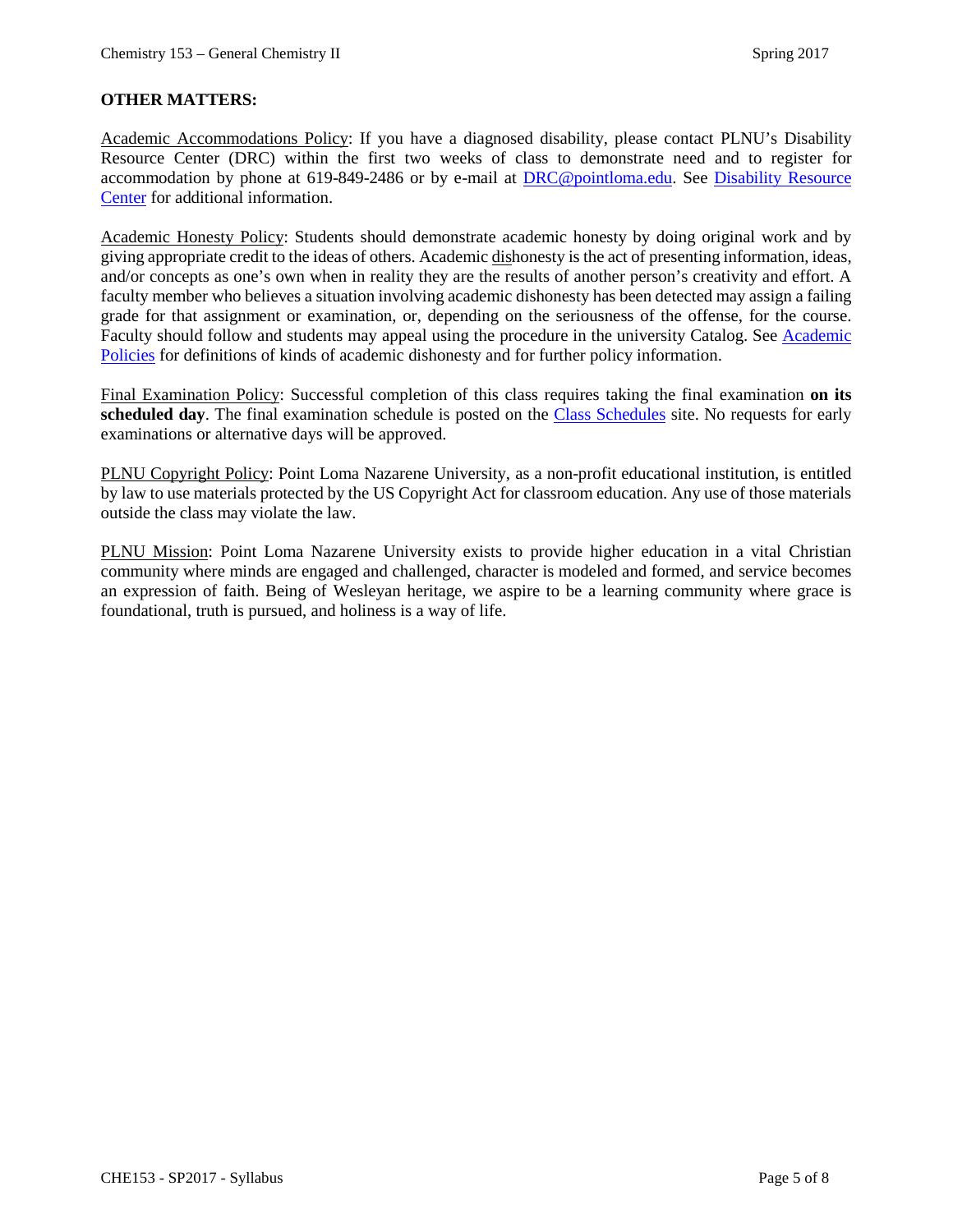**OTHER MATTERS:**

Academic Accommodations Policy: If you have a diagnosed disability, please contact PLNU's Disability Resource Center (DRC) within the first two weeks of class to demonstrate need and to register for accommodation by phone at 619-849-2486 or by e-mail at DRC@pointloma.edu. See Disability Resource Center for additional information.

Academic Honesty Policy: Students should demonstrate academic honesty by doing original work and by giving appropriate credit to the ideas of others. Academic dishonesty is the act of presenting information, ideas, and/or concepts as one's own when in reality they are the results of another person's creativity and effort. A faculty member who believes a situation involving academic dishonesty has been detected may assign a failing grade for that assignment or examination, or, depending on the seriousness of the offense, for the course. Faculty should follow and students may appeal using the procedure in the university Catalog. See Academic Policies for definitions of kinds of academic dishonesty and for further policy information.

Final Examination Policy: Successful completion of this class requires taking the final examination **on its scheduled day**. The final examination schedule is posted on the Class Schedules site. No requests for early examinations or alternative days will be approved.

PLNU Copyright Policy: Point Loma Nazarene University, as a non-profit educational institution, is entitled by law to use materials protected by the US Copyright Act for classroom education. Any use of those materials outside the class may violate the law.

PLNU Mission: Point Loma Nazarene University exists to provide higher education in a vital Christian community where minds are engaged and challenged, character is modeled and formed, and service becomes an expression of faith. Being of Wesleyan heritage, we aspire to be a learning community where grace is foundational, truth is pursued, and holiness is a way of life.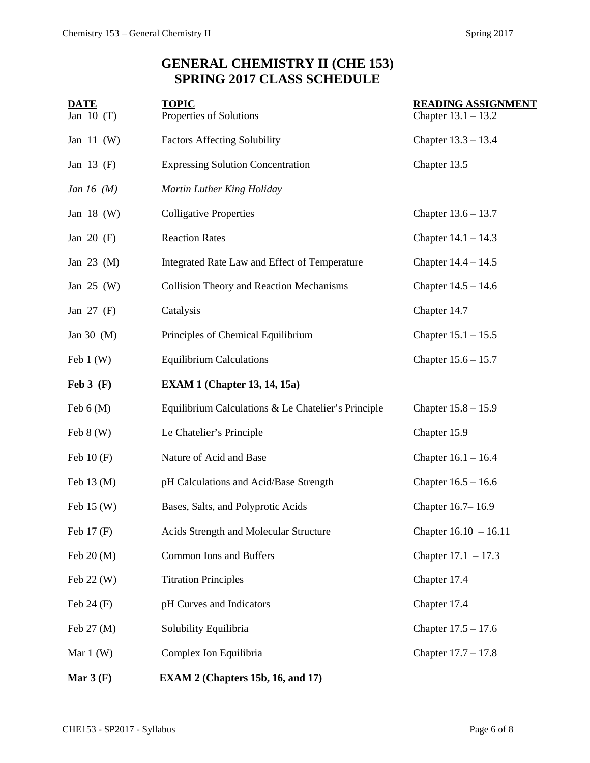# GENERAL CHEMISTRY II (CHE 153)
# SPRING 2017 CLASS SCHEDULE

| DATE | TOPIC | READING ASSIGNMENT |
|---|---|---|
| Jan 10 (T) | Properties of Solutions | Chapter 13.1 – 13.2 |
| Jan 11 (W) | Factors Affecting Solubility | Chapter 13.3 – 13.4 |
| Jan 13 (F) | Expressing Solution Concentration | Chapter 13.5 |
| *Jan 16 (M)* | *Martin Luther King Holiday* | |
| Jan 18 (W) | Colligative Properties | Chapter 13.6 – 13.7 |
| Jan 20 (F) | Reaction Rates | Chapter 14.1 – 14.3 |
| Jan 23 (M) | Integrated Rate Law and Effect of Temperature | Chapter 14.4 – 14.5 |
| Jan 25 (W) | Collision Theory and Reaction Mechanisms | Chapter 14.5 – 14.6 |
| Jan 27 (F) | Catalysis | Chapter 14.7 |
| Jan 30 (M) | Principles of Chemical Equilibrium | Chapter 15.1 – 15.5 |
| Feb 1 (W) | Equilibrium Calculations | Chapter 15.6 – 15.7 |
| **Feb 3 (F)** | **EXAM 1 (Chapter 13, 14, 15a)** | |
| Feb 6 (M) | Equilibrium Calculations & Le Chatelier's Principle | Chapter 15.8 – 15.9 |
| Feb 8 (W) | Le Chatelier's Principle | Chapter 15.9 |
| Feb 10 (F) | Nature of Acid and Base | Chapter 16.1 – 16.4 |
| Feb 13 (M) | pH Calculations and Acid/Base Strength | Chapter 16.5 – 16.6 |
| Feb 15 (W) | Bases, Salts, and Polyprotic Acids | Chapter 16.7– 16.9 |
| Feb 17 (F) | Acids Strength and Molecular Structure | Chapter 16.10 – 16.11 |
| Feb 20 (M) | Common Ions and Buffers | Chapter 17.1 – 17.3 |
| Feb 22 (W) | Titration Principles | Chapter 17.4 |
| Feb 24 (F) | pH Curves and Indicators | Chapter 17.4 |
| Feb 27 (M) | Solubility Equilibria | Chapter 17.5 – 17.6 |
| Mar 1 (W) | Complex Ion Equilibria | Chapter 17.7 – 17.8 |
| **Mar 3 (F)** | **EXAM 2 (Chapters 15b, 16, and 17)** | |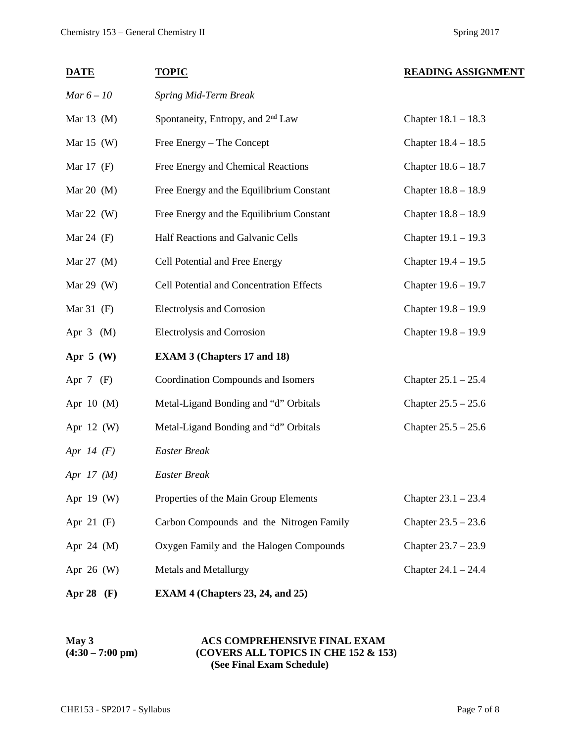| DATE | TOPIC | READING ASSIGNMENT |
|---|---|---|
| *Mar 6 – 10* | *Spring Mid-Term Break* | |
| Mar 13 (M) | Spontaneity, Entropy, and 2[nd] Law | Chapter 18.1 – 18.3 |
| Mar 15 (W) | Free Energy – The Concept | Chapter 18.4 – 18.5 |
| Mar 17 (F) | Free Energy and Chemical Reactions | Chapter 18.6 – 18.7 |
| Mar 20 (M) | Free Energy and the Equilibrium Constant | Chapter 18.8 – 18.9 |
| Mar 22 (W) | Free Energy and the Equilibrium Constant | Chapter 18.8 – 18.9 |
| Mar 24 (F) | Half Reactions and Galvanic Cells | Chapter 19.1 – 19.3 |
| Mar 27 (M) | Cell Potential and Free Energy | Chapter 19.4 – 19.5 |
| Mar 29 (W) | Cell Potential and Concentration Effects | Chapter 19.6 – 19.7 |
| Mar 31 (F) | Electrolysis and Corrosion | Chapter 19.8 – 19.9 |
| Apr 3 (M) | Electrolysis and Corrosion | Chapter 19.8 – 19.9 |
| **Apr 5 (W)** | **EXAM 3 (Chapters 17 and 18)** | |
| Apr 7 (F) | Coordination Compounds and Isomers | Chapter 25.1 – 25.4 |
| Apr 10 (M) | Metal-Ligand Bonding and "d" Orbitals | Chapter 25.5 – 25.6 |
| Apr 12 (W) | Metal-Ligand Bonding and "d" Orbitals | Chapter 25.5 – 25.6 |
| *Apr 14 (F)* | *Easter Break* | |
| *Apr 17 (M)* | *Easter Break* | |
| Apr 19 (W) | Properties of the Main Group Elements | Chapter 23.1 – 23.4 |
| Apr 21 (F) | Carbon Compounds and the Nitrogen Family | Chapter 23.5 – 23.6 |
| Apr 24 (M) | Oxygen Family and the Halogen Compounds | Chapter 23.7 – 23.9 |
| Apr 26 (W) | Metals and Metallurgy | Chapter 24.1 – 24.4 |
| **Apr 28 (F)** | **EXAM 4 (Chapters 23, 24, and 25)** | |

**May 3**
**(4:30 – 7:00 pm)**

**ACS COMPREHENSIVE FINAL EXAM**
**(COVERS ALL TOPICS IN CHE 152 & 153)**
**(See Final Exam Schedule)**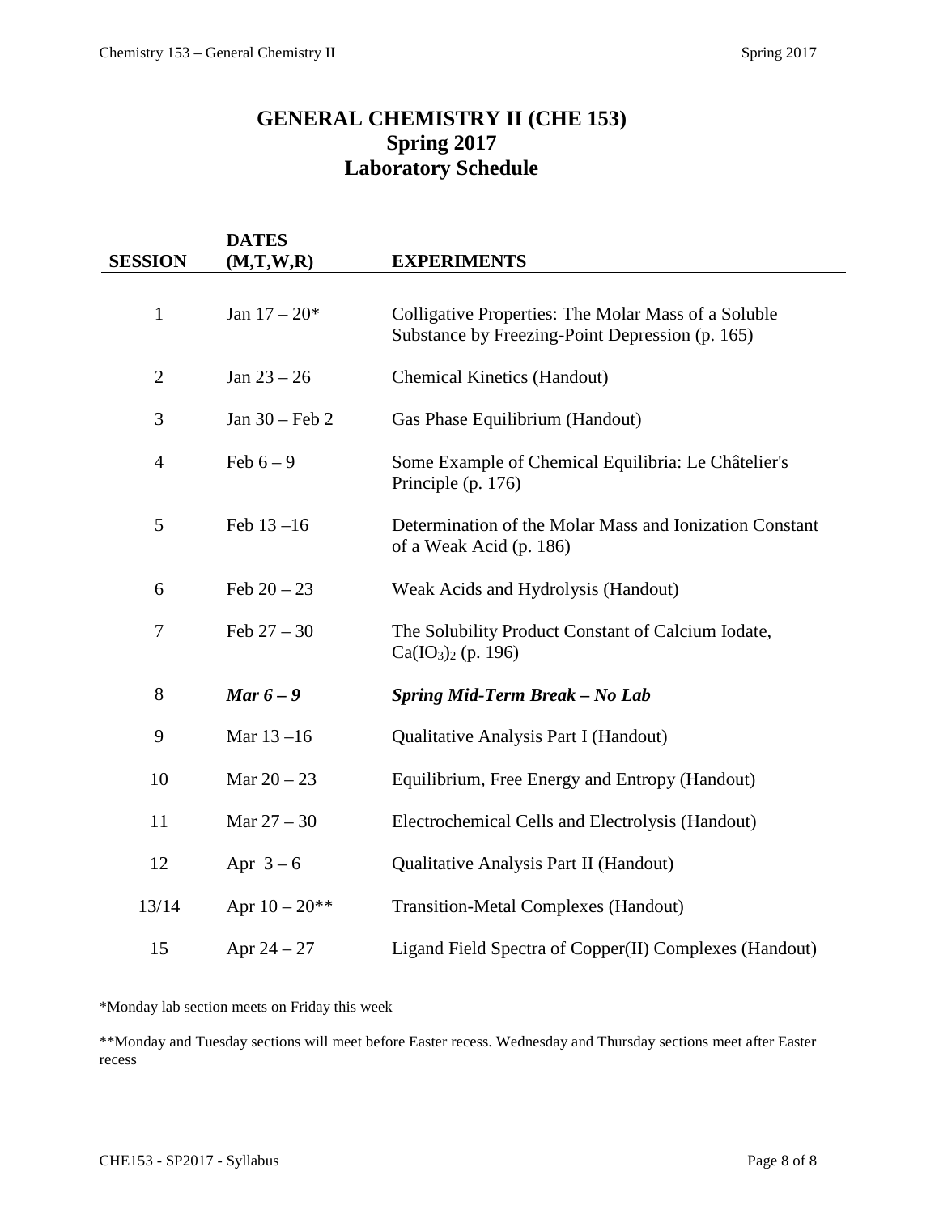# GENERAL CHEMISTRY II (CHE 153)
# Spring 2017
# Laboratory Schedule

| SESSION | DATES (M,T,W,R) | EXPERIMENTS |
|---|---|---|
| 1 | Jan 17 – 20* | Colligative Properties: The Molar Mass of a Soluble Substance by Freezing-Point Depression (p. 165) |
| 2 | Jan 23 – 26 | Chemical Kinetics (Handout) |
| 3 | Jan 30 – Feb 2 | Gas Phase Equilibrium (Handout) |
| 4 | Feb 6 – 9 | Some Example of Chemical Equilibria: Le Châtelier's Principle (p. 176) |
| 5 | Feb 13 –16 | Determination of the Molar Mass and Ionization Constant of a Weak Acid (p. 186) |
| 6 | Feb 20 – 23 | Weak Acids and Hydrolysis (Handout) |
| 7 | Feb 27 – 30 | The Solubility Product Constant of Calcium Iodate, $Ca(IO_3)_2$ (p. 196) |
| 8 | ***Mar 6 – 9*** | ***Spring Mid-Term Break – No Lab*** |
| 9 | Mar 13 –16 | Qualitative Analysis Part I (Handout) |
| 10 | Mar 20 – 23 | Equilibrium, Free Energy and Entropy (Handout) |
| 11 | Mar 27 – 30 | Electrochemical Cells and Electrolysis (Handout) |
| 12 | Apr 3 – 6 | Qualitative Analysis Part II (Handout) |
| 13/14 | Apr 10 – 20** | Transition-Metal Complexes (Handout) |
| 15 | Apr 24 – 27 | Ligand Field Spectra of Copper(II) Complexes (Handout) |

*Monday lab section meets on Friday this week

**Monday and Tuesday sections will meet before Easter recess. Wednesday and Thursday sections meet after Easter recess